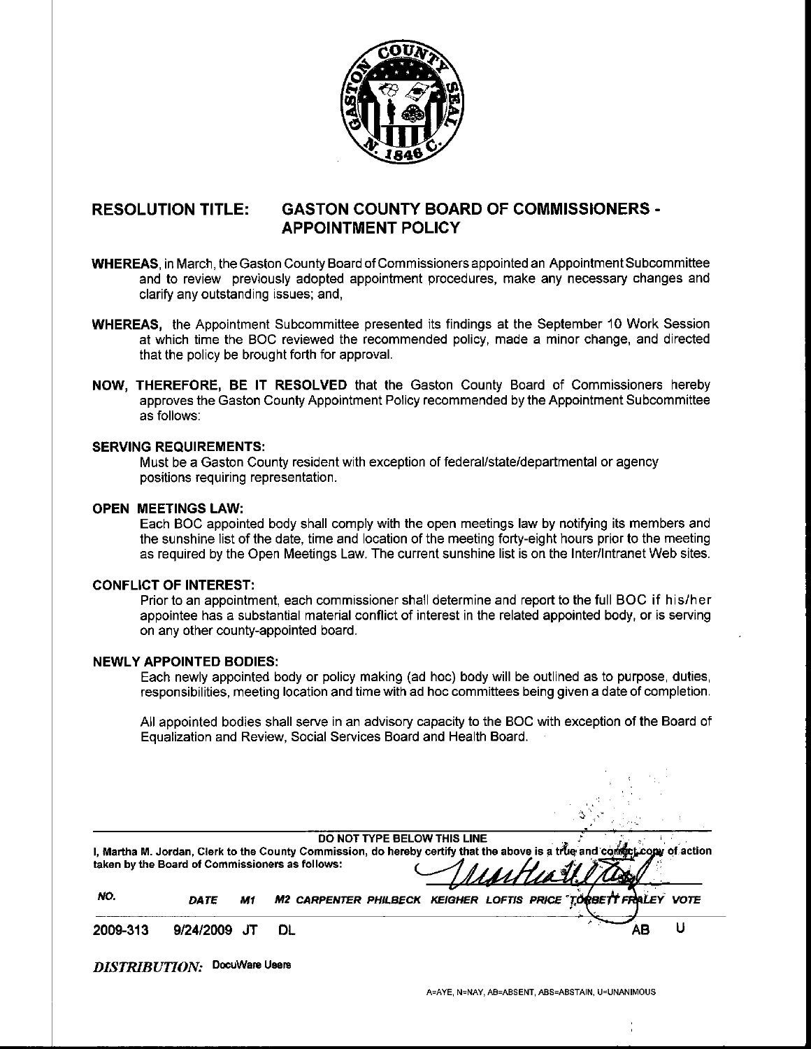**RESOLUTION TITLE: GASTON COUNTY BOARD OF COMMISSIONERS - APPOINTMENT POLICY**

**WHEREAS,** in March, the Gaston County Board of Commissioners appointed an Appointment Subcommittee and to review previously adopted appointment procedures, make any necessary changes and clarify any outstanding issues; and,

**WHEREAS,** the Appointment Subcommittee presented its findings at the September 10 Work Session at which time the BOC reviewed the recommended policy, made a minor change, and directed that the policy be brought forth for approval.

**NOW, THEREFORE, BE IT RESOLVED** that the Gaston County Board of Commissioners hereby approves the Gaston County Appointment Policy recommended by the Appointment Subcommittee as follows:

**SERVING REQUIREMENTS:**

Must be a Gaston County resident with exception of federal/state/departmental or agency positions requiring representation.

**OPEN MEETINGS LAW:**

Each BOC appointed body shall comply with the open meetings law by notifying its members and the sunshine list of the date, time and location of the meeting forty-eight hours prior to the meeting as required by the Open Meetings Law. The current sunshine list is on the Inter/Intranet Web sites.

**CONFLICT OF INTEREST:**

Prior to an appointment, each commissioner shall determine and report to the full BOC if his/her appointee has a substantial material conflict of interest in the related appointed body, or is serving on any other county-appointed board.

**NEWLY APPOINTED BODIES:**

Each newly appointed body or policy making (ad hoc) body will be outlined as to purpose, duties, responsibilities, meeting location and time with ad hoc committees being given a date of completion.

All appointed bodies shall serve in an advisory capacity to the BOC with exception of the Board of Equalization and Review, Social Services Board and Health Board.

DO NOT TYPE BELOW THIS LINE

I, Martha M. Jordan, Clerk to the County Commission, do hereby certify that the above is a true and correct copy of action taken by the Board of Commissioners as follows:

| NO. | DATE | M1 | M2 | CARPENTER | PHILBECK | KEIGHER | LOFTIS | PRICE | TORBETT | FRALEY | VOTE |
|---|---|---|---|---|---|---|---|---|---|---|---|
| 2009-313 | 9/24/2009 | JT | DL | | | | | | | AB | U |

*DISTRIBUTION:* DocuWare Users

A=AYE, N=NAY, AB=ABSENT, ABS=ABSTAIN, U=UNANIMOUS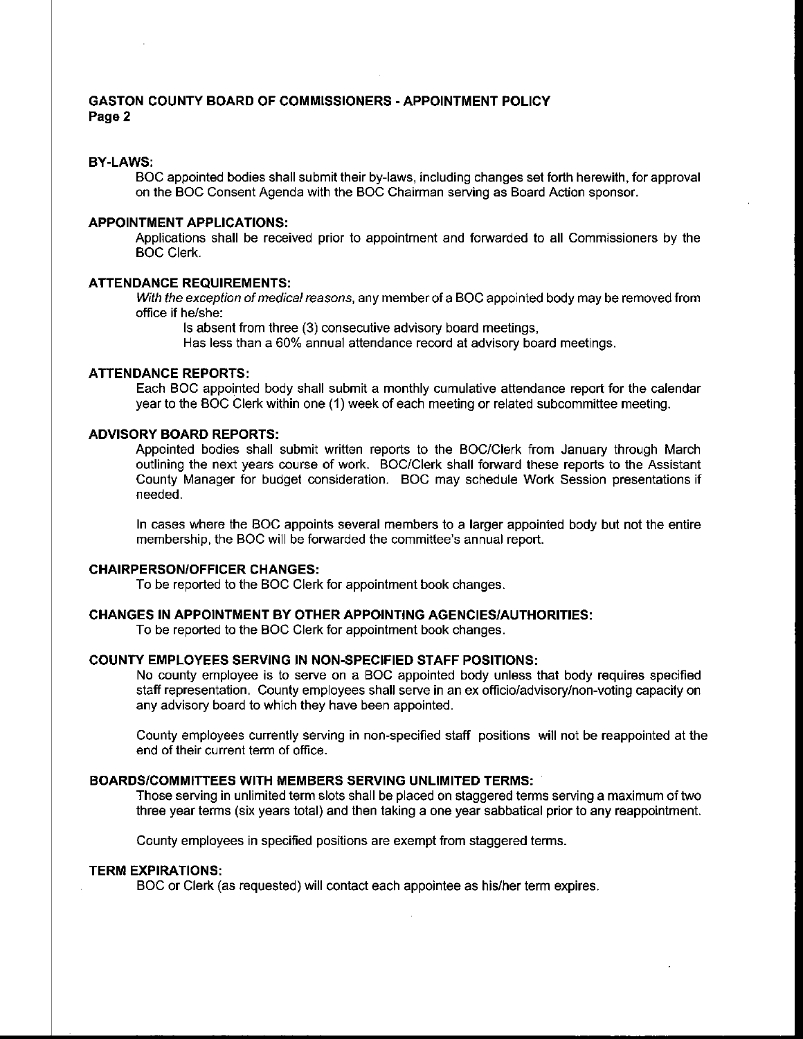## GASTON COUNTY BOARD OF COMMISSIONERS - APPOINTMENT POLICY

### BY-LAWS:

BOC appointed bodies shall submit their by-laws, including changes set forth herewith, for approval on the BOC Consent Agenda with the BOC Chairman serving as Board Action sponsor.

### APPOINTMENT APPLICATIONS:

Applications shall be received prior to appointment and forwarded to all Commissioners by the BOC Clerk.

### ATTENDANCE REQUIREMENTS:

*With the exception of medical reasons*, any member of a BOC appointed body may be removed from office if he/she:

Is absent from three (3) consecutive advisory board meetings,
Has less than a 60% annual attendance record at advisory board meetings.

### ATTENDANCE REPORTS:

Each BOC appointed body shall submit a monthly cumulative attendance report for the calendar year to the BOC Clerk within one (1) week of each meeting or related subcommittee meeting.

### ADVISORY BOARD REPORTS:

Appointed bodies shall submit written reports to the BOC/Clerk from January through March outlining the next years course of work. BOC/Clerk shall forward these reports to the Assistant County Manager for budget consideration. BOC may schedule Work Session presentations if needed.

In cases where the BOC appoints several members to a larger appointed body but not the entire membership, the BOC will be forwarded the committee's annual report.

### CHAIRPERSON/OFFICER CHANGES:

To be reported to the BOC Clerk for appointment book changes.

### CHANGES IN APPOINTMENT BY OTHER APPOINTING AGENCIES/AUTHORITIES:

To be reported to the BOC Clerk for appointment book changes.

### COUNTY EMPLOYEES SERVING IN NON-SPECIFIED STAFF POSITIONS:

No county employee is to serve on a BOC appointed body unless that body requires specified staff representation. County employees shall serve in an ex officio/advisory/non-voting capacity on any advisory board to which they have been appointed.

County employees currently serving in non-specified staff positions will not be reappointed at the end of their current term of office.

### BOARDS/COMMITTEES WITH MEMBERS SERVING UNLIMITED TERMS:

Those serving in unlimited term slots shall be placed on staggered terms serving a maximum of two three year terms (six years total) and then taking a one year sabbatical prior to any reappointment.

County employees in specified positions are exempt from staggered terms.

### TERM EXPIRATIONS:

BOC or Clerk (as requested) will contact each appointee as his/her term expires.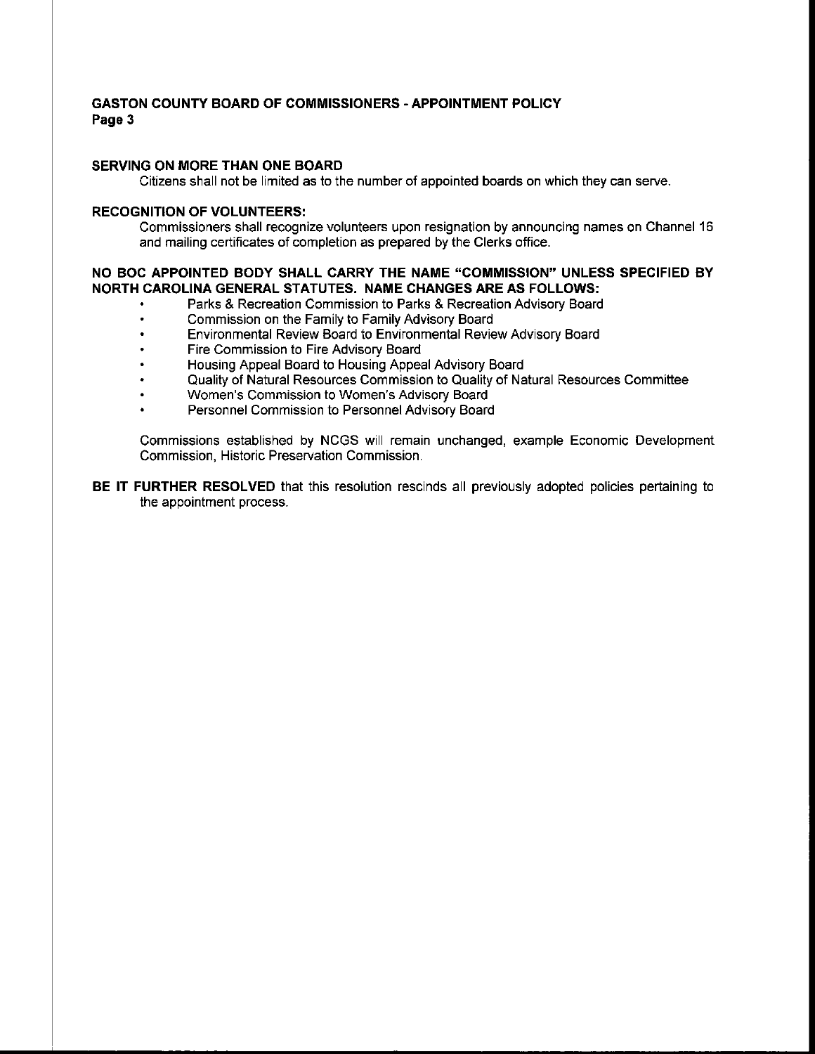**SERVING ON MORE THAN ONE BOARD**

Citizens shall not be limited as to the number of appointed boards on which they can serve.

**RECOGNITION OF VOLUNTEERS:**

Commissioners shall recognize volunteers upon resignation by announcing names on Channel 16 and mailing certificates of completion as prepared by the Clerks office.

**NO BOC APPOINTED BODY SHALL CARRY THE NAME "COMMISSION" UNLESS SPECIFIED BY NORTH CAROLINA GENERAL STATUTES. NAME CHANGES ARE AS FOLLOWS:**

- Parks & Recreation Commission to Parks & Recreation Advisory Board
- Commission on the Family to Family Advisory Board
- Environmental Review Board to Environmental Review Advisory Board
- Fire Commission to Fire Advisory Board
- Housing Appeal Board to Housing Appeal Advisory Board
- Quality of Natural Resources Commission to Quality of Natural Resources Committee
- Women's Commission to Women's Advisory Board
- Personnel Commission to Personnel Advisory Board

Commissions established by NCGS will remain unchanged, example Economic Development Commission, Historic Preservation Commission.

**BE IT FURTHER RESOLVED** that this resolution rescinds all previously adopted policies pertaining to the appointment process.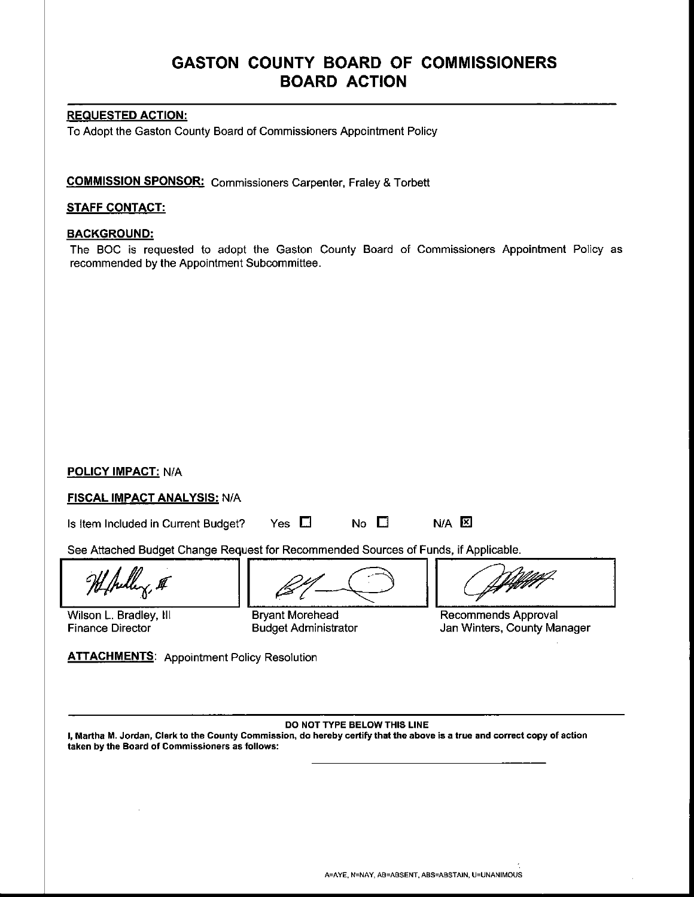# GASTON COUNTY BOARD OF COMMISSIONERS
# BOARD ACTION

**REQUESTED ACTION:**

To Adopt the Gaston County Board of Commissioners Appointment Policy

**COMMISSION SPONSOR:** Commissioners Carpenter, Fraley & Torbett

**STAFF CONTACT:**

**BACKGROUND:**

The BOC is requested to adopt the Gaston County Board of Commissioners Appointment Policy as recommended by the Appointment Subcommittee.

**POLICY IMPACT:** N/A

**FISCAL IMPACT ANALYSIS:** N/A

Is Item Included in Current Budget? Yes ☐ No ☐ N/A ☒

See Attached Budget Change Request for Recommended Sources of Funds, if Applicable.

| | | |
|---|---|---|
| Wilson L. Bradley, III<br>Finance Director | Bryant Morehead<br>Budget Administrator | Recommends Approval<br>Jan Winters, County Manager |

**ATTACHMENTS**: Appointment Policy Resolution

**DO NOT TYPE BELOW THIS LINE**

**I, Martha M. Jordan, Clerk to the County Commission, do hereby certify that the above is a true and correct copy of action taken by the Board of Commissioners as follows:**

A=AYE, N=NAY, AB=ABSENT, ABS=ABSTAIN, U=UNANIMOUS